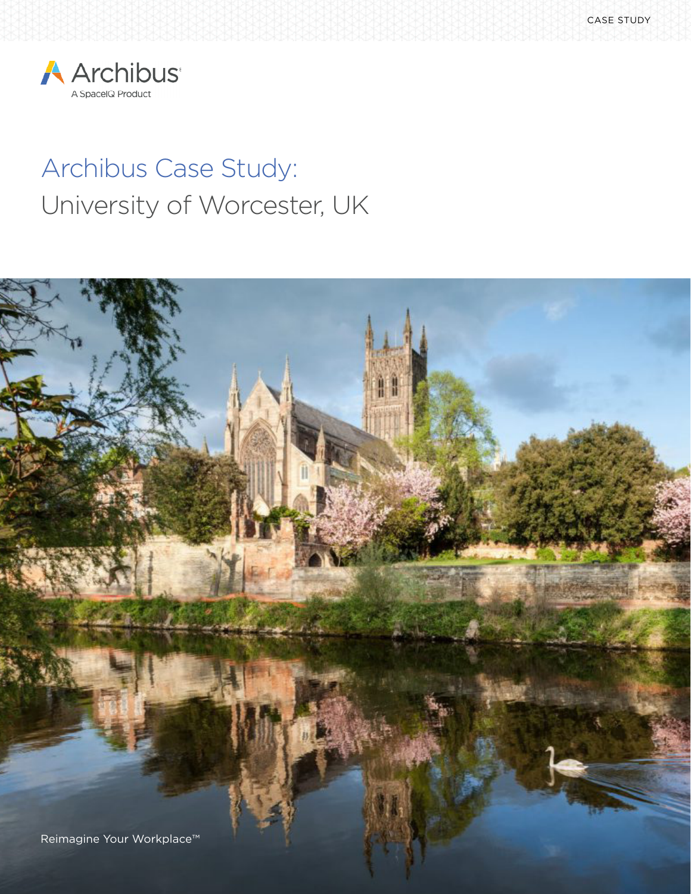CASE STUDY

Archibus
A SpaceIQ Product

# Archibus Case Study:
## University of Worcester, UK

Reimagine Your Workplace™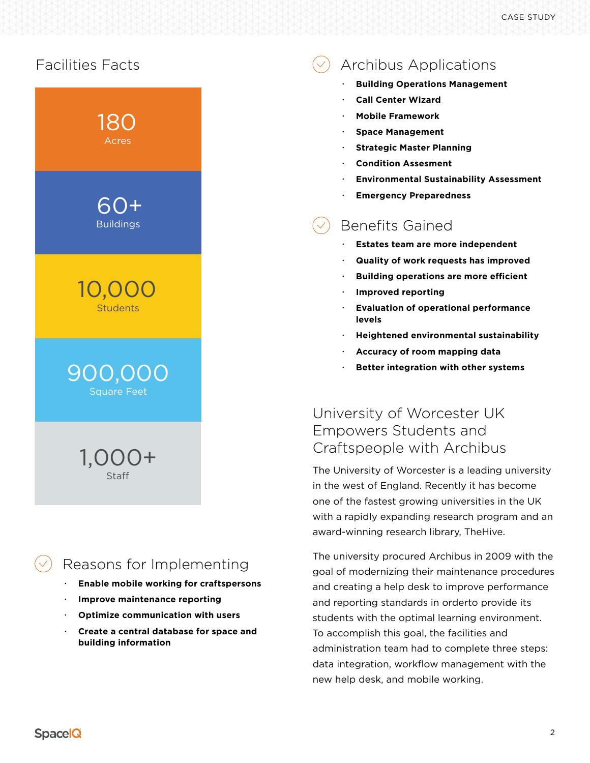## Facilities Facts

- **180** Acres
- **60+** Buildings
- **10,000** Students
- **900,000** Square Feet
- **1,000+** Staff

## Reasons for Implementing

- **Enable mobile working for craftspersons**
- **Improve maintenance reporting**
- **Optimize communication with users**
- **Create a central database for space and building information**

## Archibus Applications

- **Building Operations Management**
- **Call Center Wizard**
- **Mobile Framework**
- **Space Management**
- **Strategic Master Planning**
- **Condition Assesment**
- **Environmental Sustainability Assessment**
- **Emergency Preparedness**

## Benefits Gained

- **Estates team are more independent**
- **Quality of work requests has improved**
- **Building operations are more efficient**
- **Improved reporting**
- **Evaluation of operational performance levels**
- **Heightened environmental sustainability**
- **Accuracy of room mapping data**
- **Better integration with other systems**

## University of Worcester UK Empowers Students and Craftspeople with Archibus

The University of Worcester is a leading university in the west of England. Recently it has become one of the fastest growing universities in the UK with a rapidly expanding research program and an award-winning research library, TheHive.

The university procured Archibus in 2009 with the goal of modernizing their maintenance procedures and creating a help desk to improve performance and reporting standards in orderto provide its students with the optimal learning environment. To accomplish this goal, the facilities and administration team had to complete three steps: data integration, workflow management with the new help desk, and mobile working.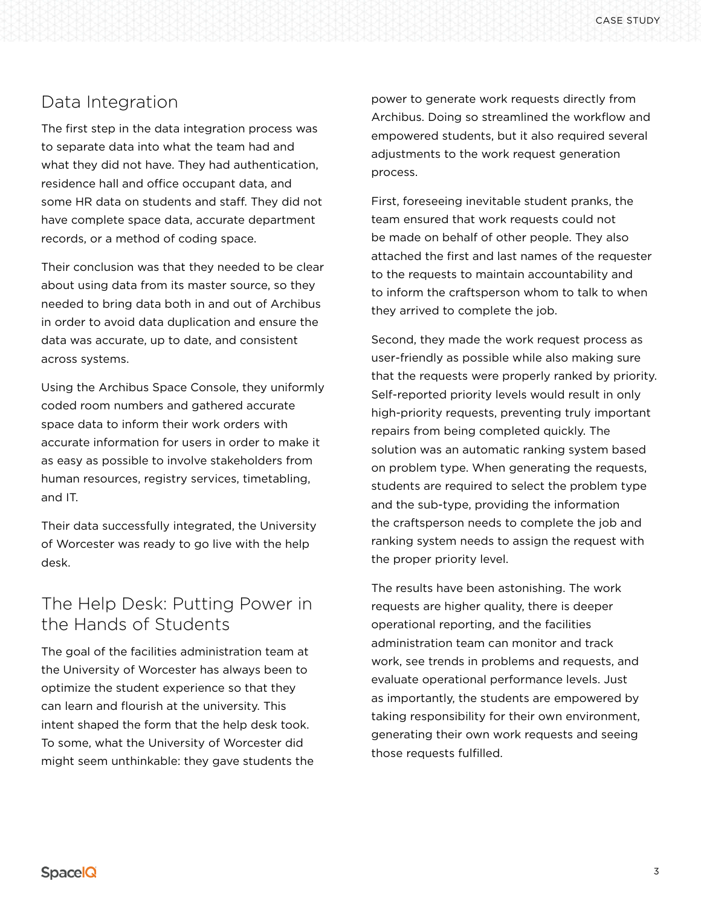## Data Integration

The first step in the data integration process was to separate data into what the team had and what they did not have. They had authentication, residence hall and office occupant data, and some HR data on students and staff. They did not have complete space data, accurate department records, or a method of coding space.

Their conclusion was that they needed to be clear about using data from its master source, so they needed to bring data both in and out of Archibus in order to avoid data duplication and ensure the data was accurate, up to date, and consistent across systems.

Using the Archibus Space Console, they uniformly coded room numbers and gathered accurate space data to inform their work orders with accurate information for users in order to make it as easy as possible to involve stakeholders from human resources, registry services, timetabling, and IT.

Their data successfully integrated, the University of Worcester was ready to go live with the help desk.

## The Help Desk: Putting Power in the Hands of Students

The goal of the facilities administration team at the University of Worcester has always been to optimize the student experience so that they can learn and flourish at the university. This intent shaped the form that the help desk took. To some, what the University of Worcester did might seem unthinkable: they gave students the power to generate work requests directly from Archibus. Doing so streamlined the workflow and empowered students, but it also required several adjustments to the work request generation process.

First, foreseeing inevitable student pranks, the team ensured that work requests could not be made on behalf of other people. They also attached the first and last names of the requester to the requests to maintain accountability and to inform the craftsperson whom to talk to when they arrived to complete the job.

Second, they made the work request process as user-friendly as possible while also making sure that the requests were properly ranked by priority. Self-reported priority levels would result in only high-priority requests, preventing truly important repairs from being completed quickly. The solution was an automatic ranking system based on problem type. When generating the requests, students are required to select the problem type and the sub-type, providing the information the craftsperson needs to complete the job and ranking system needs to assign the request with the proper priority level.

The results have been astonishing. The work requests are higher quality, there is deeper operational reporting, and the facilities administration team can monitor and track work, see trends in problems and requests, and evaluate operational performance levels. Just as importantly, the students are empowered by taking responsibility for their own environment, generating their own work requests and seeing those requests fulfilled.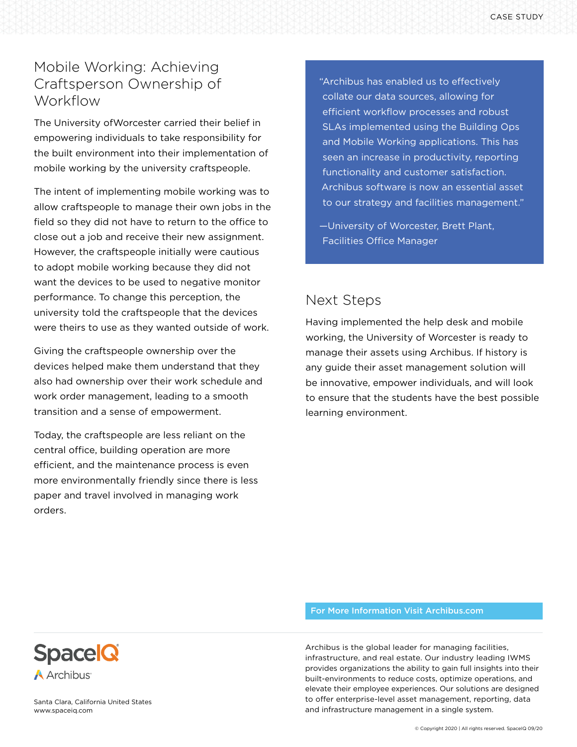## Mobile Working: Achieving Craftsperson Ownership of Workflow

The University ofWorcester carried their belief in empowering individuals to take responsibility for the built environment into their implementation of mobile working by the university craftspeople.

The intent of implementing mobile working was to allow craftspeople to manage their own jobs in the field so they did not have to return to the office to close out a job and receive their new assignment. However, the craftspeople initially were cautious to adopt mobile working because they did not want the devices to be used to negative monitor performance. To change this perception, the university told the craftspeople that the devices were theirs to use as they wanted outside of work.

Giving the craftspeople ownership over the devices helped make them understand that they also had ownership over their work schedule and work order management, leading to a smooth transition and a sense of empowerment.

Today, the craftspeople are less reliant on the central office, building operation are more efficient, and the maintenance process is even more environmentally friendly since there is less paper and travel involved in managing work orders.

> "Archibus has enabled us to effectively collate our data sources, allowing for efficient workflow processes and robust SLAs implemented using the Building Ops and Mobile Working applications. This has seen an increase in productivity, reporting functionality and customer satisfaction. Archibus software is now an essential asset to our strategy and facilities management."
>
> —University of Worcester, Brett Plant, Facilities Office Manager

## Next Steps

Having implemented the help desk and mobile working, the University of Worcester is ready to manage their assets using Archibus. If history is any guide their asset management solution will be innovative, empower individuals, and will look to ensure that the students have the best possible learning environment.

**For More Information Visit Archibus.com**

SpaceIQ

Archibus

Santa Clara, California United States
www.spaceiq.com

Archibus is the global leader for managing facilities, infrastructure, and real estate. Our industry leading IWMS provides organizations the ability to gain full insights into their built-environments to reduce costs, optimize operations, and elevate their employee experiences. Our solutions are designed to offer enterprise-level asset management, reporting, data and infrastructure management in a single system.

© Copyright 2020 | All rights reserved. SpaceIQ 09/20